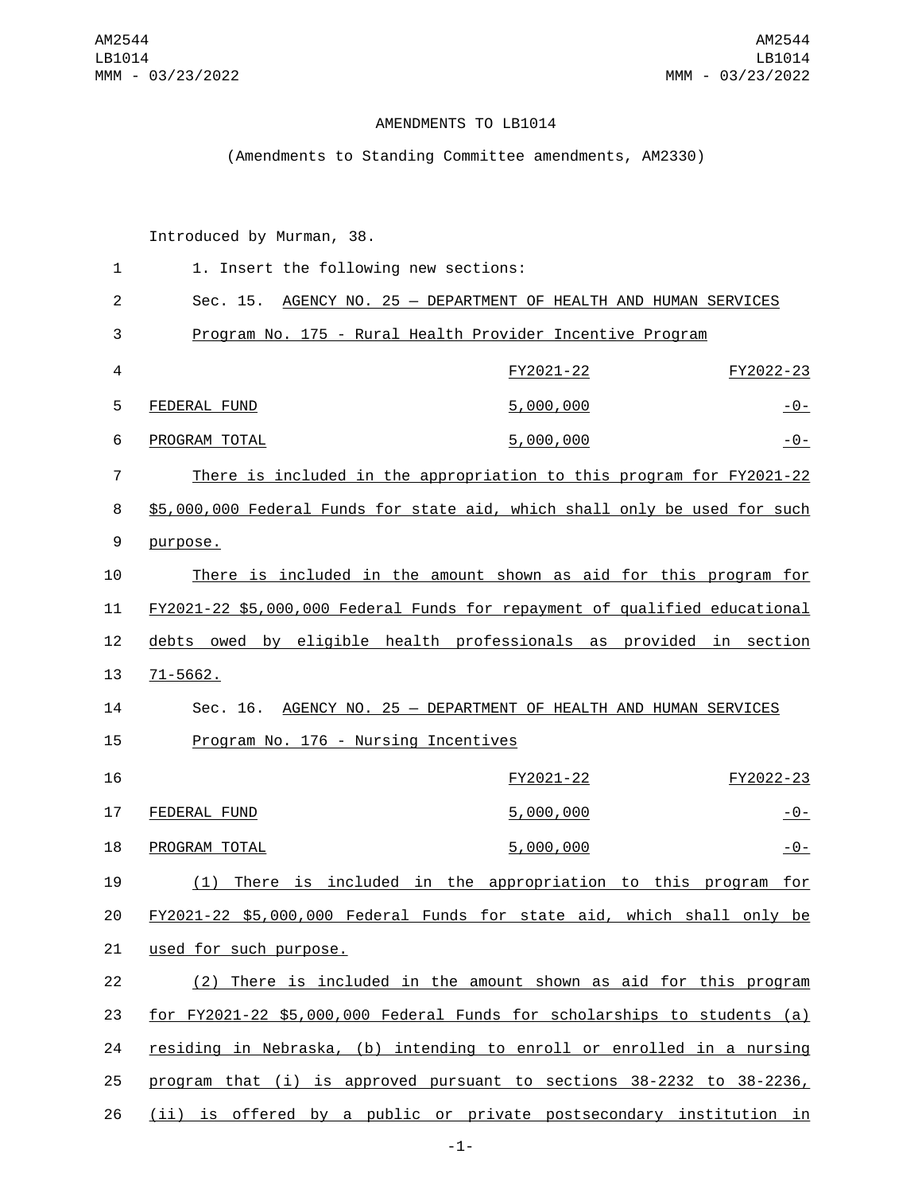AMENDMENTS TO LB1014

(Amendments to Standing Committee amendments, AM2330)

Introduced by Murman, 38.

1. Insert the following new sections:

Sec. 15. AGENCY NO. 25 — DEPARTMENT OF HEALTH AND HUMAN SERVICES

Program No. 175 - Rural Health Provider Incentive Program

| | FY2021-22 | FY2022-23 |
|---|---|---|
| FEDERAL FUND | 5,000,000 | -0- |
| PROGRAM TOTAL | 5,000,000 | -0- |

There is included in the appropriation to this program for FY2021-22 $5,000,000 Federal Funds for state aid, which shall only be used for such purpose.

There is included in the amount shown as aid for this program for FY2021-22 $5,000,000 Federal Funds for repayment of qualified educational debts owed by eligible health professionals as provided in section 71-5662.

Sec. 16. AGENCY NO. 25 — DEPARTMENT OF HEALTH AND HUMAN SERVICES

Program No. 176 - Nursing Incentives

| | FY2021-22 | FY2022-23 |
|---|---|---|
| FEDERAL FUND | 5,000,000 | -0- |
| PROGRAM TOTAL | 5,000,000 | -0- |

(1) There is included in the appropriation to this program for FY2021-22 $5,000,000 Federal Funds for state aid, which shall only be used for such purpose.

(2) There is included in the amount shown as aid for this program for FY2021-22 $5,000,000 Federal Funds for scholarships to students (a) residing in Nebraska, (b) intending to enroll or enrolled in a nursing program that (i) is approved pursuant to sections 38-2232 to 38-2236, (ii) is offered by a public or private postsecondary institution in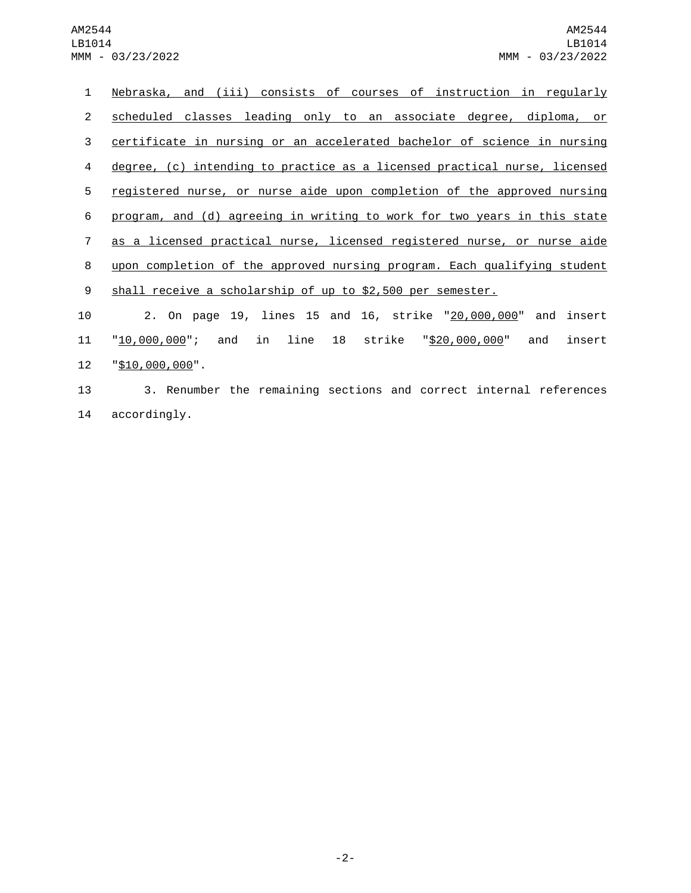Nebraska, and (iii) consists of courses of instruction in regularly scheduled classes leading only to an associate degree, diploma, or certificate in nursing or an accelerated bachelor of science in nursing degree, (c) intending to practice as a licensed practical nurse, licensed registered nurse, or nurse aide upon completion of the approved nursing program, and (d) agreeing in writing to work for two years in this state as a licensed practical nurse, licensed registered nurse, or nurse aide upon completion of the approved nursing program. Each qualifying student shall receive a scholarship of up to $2,500 per semester.

2. On page 19, lines 15 and 16, strike "20,000,000" and insert "10,000,000"; and in line 18 strike "$20,000,000" and insert "$10,000,000".

3. Renumber the remaining sections and correct internal references accordingly.